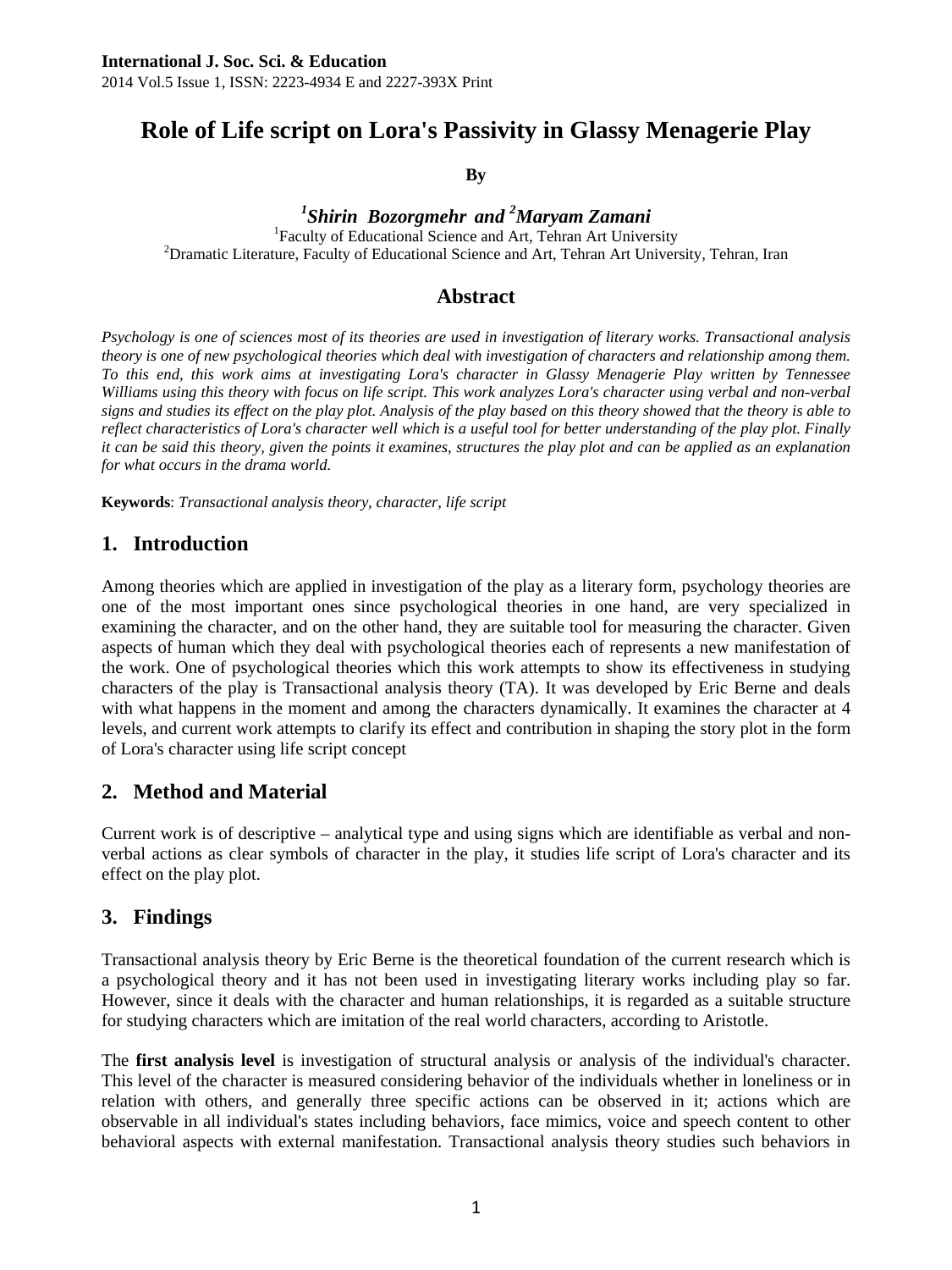**International J. Soc. Sci. & Education**
2014 Vol.5 Issue 1, ISSN: 2223-4934 E and 2227-393X Print

# Role of Life script on Lora's Passivity in Glassy Menagerie Play

**By**

***[1]Shirin Bozorgmehr and [2]Maryam Zamani***

[1]Faculty of Educational Science and Art, Tehran Art University
[2]Dramatic Literature, Faculty of Educational Science and Art, Tehran Art University, Tehran, Iran

## Abstract

*Psychology is one of sciences most of its theories are used in investigation of literary works. Transactional analysis theory is one of new psychological theories which deal with investigation of characters and relationship among them. To this end, this work aims at investigating Lora's character in Glassy Menagerie Play written by Tennessee Williams using this theory with focus on life script. This work analyzes Lora's character using verbal and non-verbal signs and studies its effect on the play plot. Analysis of the play based on this theory showed that the theory is able to reflect characteristics of Lora's character well which is a useful tool for better understanding of the play plot. Finally it can be said this theory, given the points it examines, structures the play plot and can be applied as an explanation for what occurs in the drama world.*

**Keywords**: *Transactional analysis theory, character, life script*

## 1. Introduction

Among theories which are applied in investigation of the play as a literary form, psychology theories are one of the most important ones since psychological theories in one hand, are very specialized in examining the character, and on the other hand, they are suitable tool for measuring the character. Given aspects of human which they deal with psychological theories each of represents a new manifestation of the work. One of psychological theories which this work attempts to show its effectiveness in studying characters of the play is Transactional analysis theory (TA). It was developed by Eric Berne and deals with what happens in the moment and among the characters dynamically. It examines the character at 4 levels, and current work attempts to clarify its effect and contribution in shaping the story plot in the form of Lora's character using life script concept

## 2. Method and Material

Current work is of descriptive – analytical type and using signs which are identifiable as verbal and non-verbal actions as clear symbols of character in the play, it studies life script of Lora's character and its effect on the play plot.

## 3. Findings

Transactional analysis theory by Eric Berne is the theoretical foundation of the current research which is a psychological theory and it has not been used in investigating literary works including play so far. However, since it deals with the character and human relationships, it is regarded as a suitable structure for studying characters which are imitation of the real world characters, according to Aristotle.

The **first analysis level** is investigation of structural analysis or analysis of the individual's character. This level of the character is measured considering behavior of the individuals whether in loneliness or in relation with others, and generally three specific actions can be observed in it; actions which are observable in all individual's states including behaviors, face mimics, voice and speech content to other behavioral aspects with external manifestation. Transactional analysis theory studies such behaviors in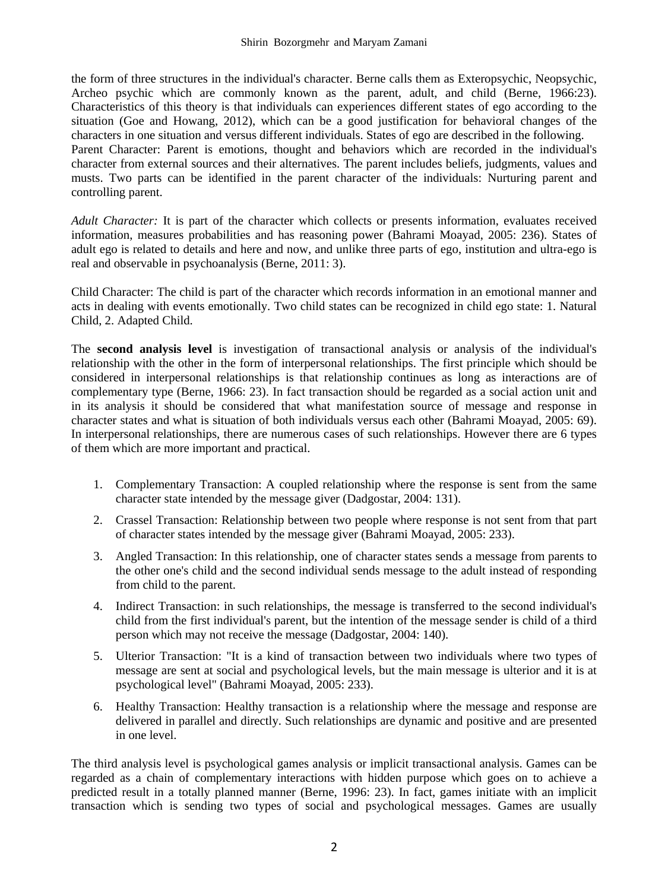the form of three structures in the individual's character. Berne calls them as Exteropsychic, Neopsychic, Archeo psychic which are commonly known as the parent, adult, and child (Berne, 1966:23). Characteristics of this theory is that individuals can experiences different states of ego according to the situation (Goe and Howang, 2012), which can be a good justification for behavioral changes of the characters in one situation and versus different individuals. States of ego are described in the following.
Parent Character: Parent is emotions, thought and behaviors which are recorded in the individual's character from external sources and their alternatives. The parent includes beliefs, judgments, values and musts. Two parts can be identified in the parent character of the individuals: Nurturing parent and controlling parent.

*Adult Character:* It is part of the character which collects or presents information, evaluates received information, measures probabilities and has reasoning power (Bahrami Moayad, 2005: 236). States of adult ego is related to details and here and now, and unlike three parts of ego, institution and ultra-ego is real and observable in psychoanalysis (Berne, 2011: 3).

Child Character: The child is part of the character which records information in an emotional manner and acts in dealing with events emotionally. Two child states can be recognized in child ego state: 1. Natural Child, 2. Adapted Child.

The **second analysis level** is investigation of transactional analysis or analysis of the individual's relationship with the other in the form of interpersonal relationships. The first principle which should be considered in interpersonal relationships is that relationship continues as long as interactions are of complementary type (Berne, 1966: 23). In fact transaction should be regarded as a social action unit and in its analysis it should be considered that what manifestation source of message and response in character states and what is situation of both individuals versus each other (Bahrami Moayad, 2005: 69). In interpersonal relationships, there are numerous cases of such relationships. However there are 6 types of them which are more important and practical.

1. Complementary Transaction: A coupled relationship where the response is sent from the same character state intended by the message giver (Dadgostar, 2004: 131).
2. Crassel Transaction: Relationship between two people where response is not sent from that part of character states intended by the message giver (Bahrami Moayad, 2005: 233).
3. Angled Transaction: In this relationship, one of character states sends a message from parents to the other one's child and the second individual sends message to the adult instead of responding from child to the parent.
4. Indirect Transaction: in such relationships, the message is transferred to the second individual's child from the first individual's parent, but the intention of the message sender is child of a third person which may not receive the message (Dadgostar, 2004: 140).
5. Ulterior Transaction: "It is a kind of transaction between two individuals where two types of message are sent at social and psychological levels, but the main message is ulterior and it is at psychological level" (Bahrami Moayad, 2005: 233).
6. Healthy Transaction: Healthy transaction is a relationship where the message and response are delivered in parallel and directly. Such relationships are dynamic and positive and are presented in one level.

The third analysis level is psychological games analysis or implicit transactional analysis. Games can be regarded as a chain of complementary interactions with hidden purpose which goes on to achieve a predicted result in a totally planned manner (Berne, 1996: 23). In fact, games initiate with an implicit transaction which is sending two types of social and psychological messages. Games are usually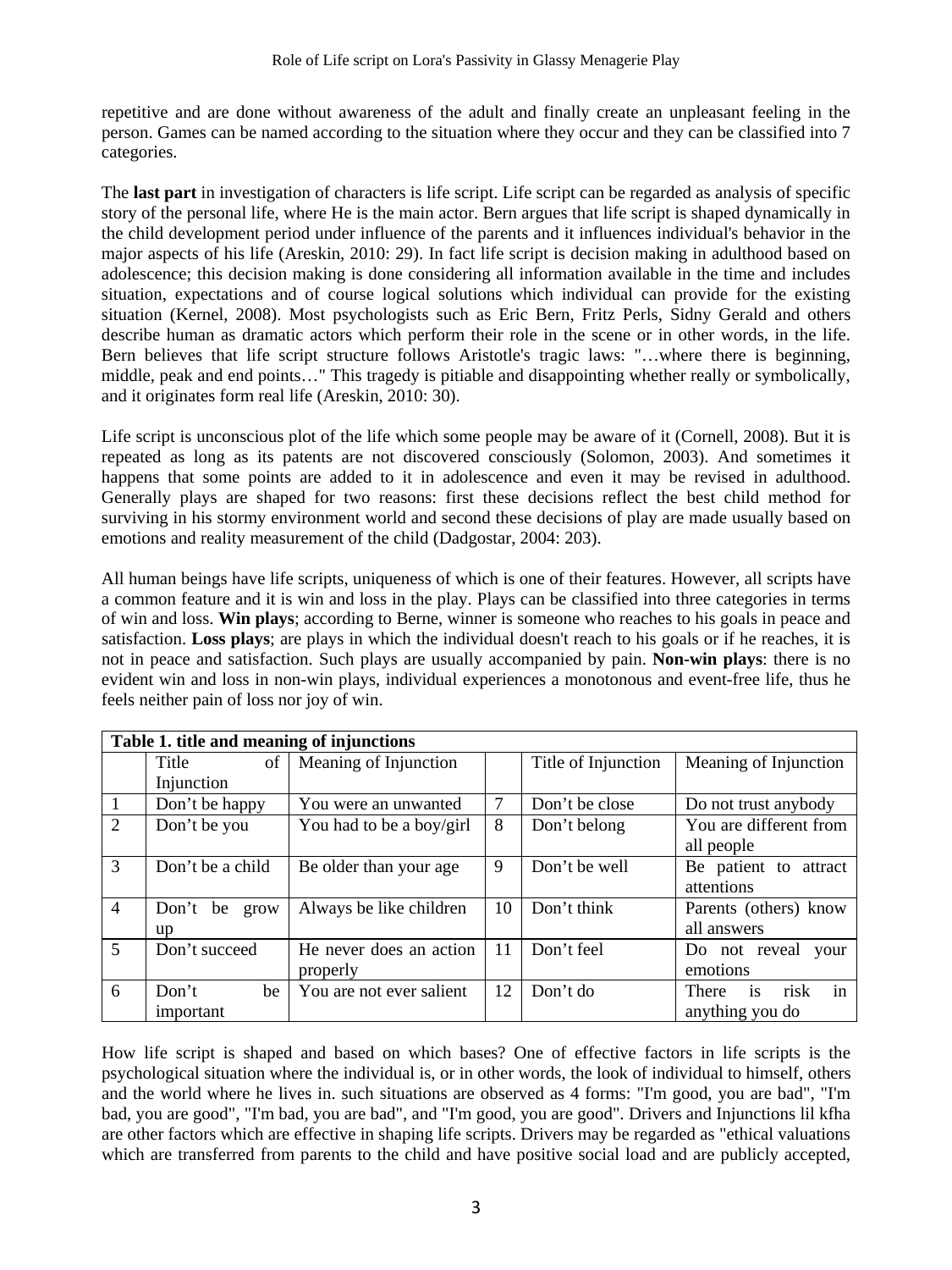repetitive and are done without awareness of the adult and finally create an unpleasant feeling in the person. Games can be named according to the situation where they occur and they can be classified into 7 categories.

The **last part** in investigation of characters is life script. Life script can be regarded as analysis of specific story of the personal life, where He is the main actor. Bern argues that life script is shaped dynamically in the child development period under influence of the parents and it influences individual's behavior in the major aspects of his life (Areskin, 2010: 29). In fact life script is decision making in adulthood based on adolescence; this decision making is done considering all information available in the time and includes situation, expectations and of course logical solutions which individual can provide for the existing situation (Kernel, 2008). Most psychologists such as Eric Bern, Fritz Perls, Sidny Gerald and others describe human as dramatic actors which perform their role in the scene or in other words, in the life. Bern believes that life script structure follows Aristotle's tragic laws: "…where there is beginning, middle, peak and end points…" This tragedy is pitiable and disappointing whether really or symbolically, and it originates form real life (Areskin, 2010: 30).

Life script is unconscious plot of the life which some people may be aware of it (Cornell, 2008). But it is repeated as long as its patents are not discovered consciously (Solomon, 2003). And sometimes it happens that some points are added to it in adolescence and even it may be revised in adulthood. Generally plays are shaped for two reasons: first these decisions reflect the best child method for surviving in his stormy environment world and second these decisions of play are made usually based on emotions and reality measurement of the child (Dadgostar, 2004: 203).

All human beings have life scripts, uniqueness of which is one of their features. However, all scripts have a common feature and it is win and loss in the play. Plays can be classified into three categories in terms of win and loss. **Win plays**; according to Berne, winner is someone who reaches to his goals in peace and satisfaction. **Loss plays**; are plays in which the individual doesn't reach to his goals or if he reaches, it is not in peace and satisfaction. Such plays are usually accompanied by pain. **Non-win plays**: there is no evident win and loss in non-win plays, individual experiences a monotonous and event-free life, thus he feels neither pain of loss nor joy of win.

**Table 1. title and meaning of injunctions**

| | Title of Injunction | Meaning of Injunction | | Title of Injunction | Meaning of Injunction |
|---|---|---|---|---|---|
| 1 | Don't be happy | You were an unwanted | 7 | Don't be close | Do not trust anybody |
| 2 | Don't be you | You had to be a boy/girl | 8 | Don't belong | You are different from all people |
| 3 | Don't be a child | Be older than your age | 9 | Don't be well | Be patient to attract attentions |
| 4 | Don't be grow up | Always be like children | 10 | Don't think | Parents (others) know all answers |
| 5 | Don't succeed | He never does an action properly | 11 | Don't feel | Do not reveal your emotions |
| 6 | Don't be important | You are not ever salient | 12 | Don't do | There is risk in anything you do |

How life script is shaped and based on which bases? One of effective factors in life scripts is the psychological situation where the individual is, or in other words, the look of individual to himself, others and the world where he lives in. such situations are observed as 4 forms: "I'm good, you are bad", "I'm bad, you are good", "I'm bad, you are bad", and "I'm good, you are good". Drivers and Injunctions lil kfha are other factors which are effective in shaping life scripts. Drivers may be regarded as "ethical valuations which are transferred from parents to the child and have positive social load and are publicly accepted,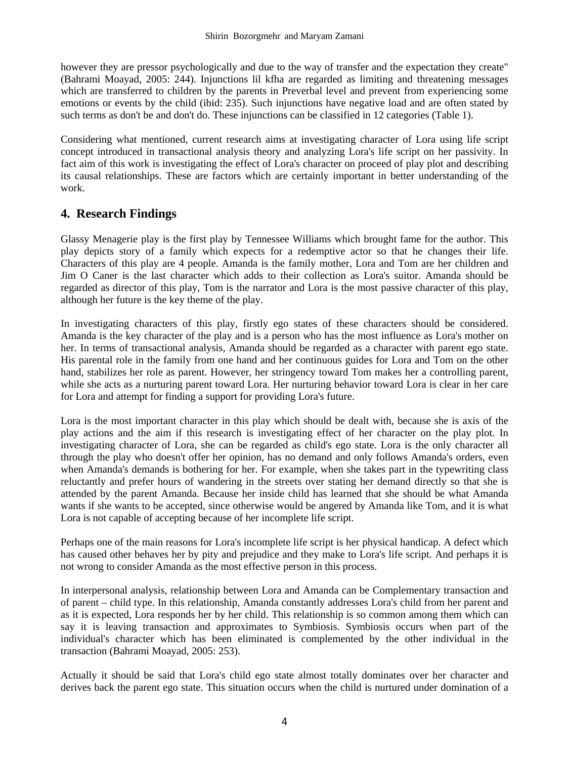however they are pressor psychologically and due to the way of transfer and the expectation they create" (Bahrami Moayad, 2005: 244). Injunctions lil kfha are regarded as limiting and threatening messages which are transferred to children by the parents in Preverbal level and prevent from experiencing some emotions or events by the child (ibid: 235). Such injunctions have negative load and are often stated by such terms as don't be and don't do. These injunctions can be classified in 12 categories (Table 1).

Considering what mentioned, current research aims at investigating character of Lora using life script concept introduced in transactional analysis theory and analyzing Lora's life script on her passivity. In fact aim of this work is investigating the effect of Lora's character on proceed of play plot and describing its causal relationships. These are factors which are certainly important in better understanding of the work.

## 4. Research Findings

Glassy Menagerie play is the first play by Tennessee Williams which brought fame for the author. This play depicts story of a family which expects for a redemptive actor so that he changes their life. Characters of this play are 4 people. Amanda is the family mother, Lora and Tom are her children and Jim O Caner is the last character which adds to their collection as Lora's suitor. Amanda should be regarded as director of this play, Tom is the narrator and Lora is the most passive character of this play, although her future is the key theme of the play.

In investigating characters of this play, firstly ego states of these characters should be considered. Amanda is the key character of the play and is a person who has the most influence as Lora's mother on her. In terms of transactional analysis, Amanda should be regarded as a character with parent ego state. His parental role in the family from one hand and her continuous guides for Lora and Tom on the other hand, stabilizes her role as parent. However, her stringency toward Tom makes her a controlling parent, while she acts as a nurturing parent toward Lora. Her nurturing behavior toward Lora is clear in her care for Lora and attempt for finding a support for providing Lora's future.

Lora is the most important character in this play which should be dealt with, because she is axis of the play actions and the aim if this research is investigating effect of her character on the play plot. In investigating character of Lora, she can be regarded as child's ego state. Lora is the only character all through the play who doesn't offer her opinion, has no demand and only follows Amanda's orders, even when Amanda's demands is bothering for her. For example, when she takes part in the typewriting class reluctantly and prefer hours of wandering in the streets over stating her demand directly so that she is attended by the parent Amanda. Because her inside child has learned that she should be what Amanda wants if she wants to be accepted, since otherwise would be angered by Amanda like Tom, and it is what Lora is not capable of accepting because of her incomplete life script.

Perhaps one of the main reasons for Lora's incomplete life script is her physical handicap. A defect which has caused other behaves her by pity and prejudice and they make to Lora's life script. And perhaps it is not wrong to consider Amanda as the most effective person in this process.

In interpersonal analysis, relationship between Lora and Amanda can be Complementary transaction and of parent – child type. In this relationship, Amanda constantly addresses Lora's child from her parent and as it is expected, Lora responds her by her child. This relationship is so common among them which can say it is leaving transaction and approximates to Symbiosis. Symbiosis occurs when part of the individual's character which has been eliminated is complemented by the other individual in the transaction (Bahrami Moayad, 2005: 253).

Actually it should be said that Lora's child ego state almost totally dominates over her character and derives back the parent ego state. This situation occurs when the child is nurtured under domination of a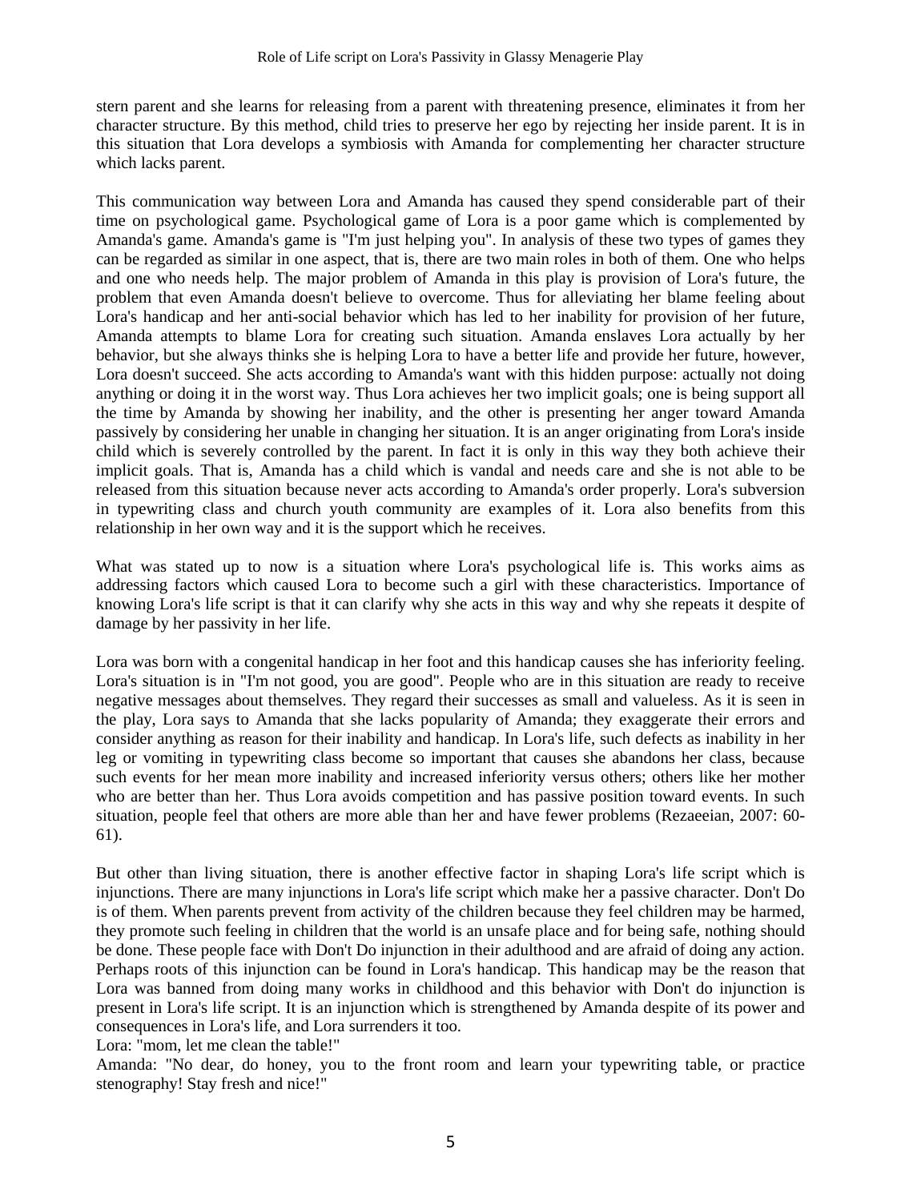stern parent and she learns for releasing from a parent with threatening presence, eliminates it from her character structure. By this method, child tries to preserve her ego by rejecting her inside parent. It is in this situation that Lora develops a symbiosis with Amanda for complementing her character structure which lacks parent.

This communication way between Lora and Amanda has caused they spend considerable part of their time on psychological game. Psychological game of Lora is a poor game which is complemented by Amanda's game. Amanda's game is "I'm just helping you". In analysis of these two types of games they can be regarded as similar in one aspect, that is, there are two main roles in both of them. One who helps and one who needs help. The major problem of Amanda in this play is provision of Lora's future, the problem that even Amanda doesn't believe to overcome. Thus for alleviating her blame feeling about Lora's handicap and her anti-social behavior which has led to her inability for provision of her future, Amanda attempts to blame Lora for creating such situation. Amanda enslaves Lora actually by her behavior, but she always thinks she is helping Lora to have a better life and provide her future, however, Lora doesn't succeed. She acts according to Amanda's want with this hidden purpose: actually not doing anything or doing it in the worst way. Thus Lora achieves her two implicit goals; one is being support all the time by Amanda by showing her inability, and the other is presenting her anger toward Amanda passively by considering her unable in changing her situation. It is an anger originating from Lora's inside child which is severely controlled by the parent. In fact it is only in this way they both achieve their implicit goals. That is, Amanda has a child which is vandal and needs care and she is not able to be released from this situation because never acts according to Amanda's order properly. Lora's subversion in typewriting class and church youth community are examples of it. Lora also benefits from this relationship in her own way and it is the support which he receives.

What was stated up to now is a situation where Lora's psychological life is. This works aims as addressing factors which caused Lora to become such a girl with these characteristics. Importance of knowing Lora's life script is that it can clarify why she acts in this way and why she repeats it despite of damage by her passivity in her life.

Lora was born with a congenital handicap in her foot and this handicap causes she has inferiority feeling. Lora's situation is in "I'm not good, you are good". People who are in this situation are ready to receive negative messages about themselves. They regard their successes as small and valueless. As it is seen in the play, Lora says to Amanda that she lacks popularity of Amanda; they exaggerate their errors and consider anything as reason for their inability and handicap. In Lora's life, such defects as inability in her leg or vomiting in typewriting class become so important that causes she abandons her class, because such events for her mean more inability and increased inferiority versus others; others like her mother who are better than her. Thus Lora avoids competition and has passive position toward events. In such situation, people feel that others are more able than her and have fewer problems (Rezaeeian, 2007: 60-61).

But other than living situation, there is another effective factor in shaping Lora's life script which is injunctions. There are many injunctions in Lora's life script which make her a passive character. Don't Do is of them. When parents prevent from activity of the children because they feel children may be harmed, they promote such feeling in children that the world is an unsafe place and for being safe, nothing should be done. These people face with Don't Do injunction in their adulthood and are afraid of doing any action. Perhaps roots of this injunction can be found in Lora's handicap. This handicap may be the reason that Lora was banned from doing many works in childhood and this behavior with Don't do injunction is present in Lora's life script. It is an injunction which is strengthened by Amanda despite of its power and consequences in Lora's life, and Lora surrenders it too.

Lora: "mom, let me clean the table!"

Amanda: "No dear, do honey, you to the front room and learn your typewriting table, or practice stenography! Stay fresh and nice!"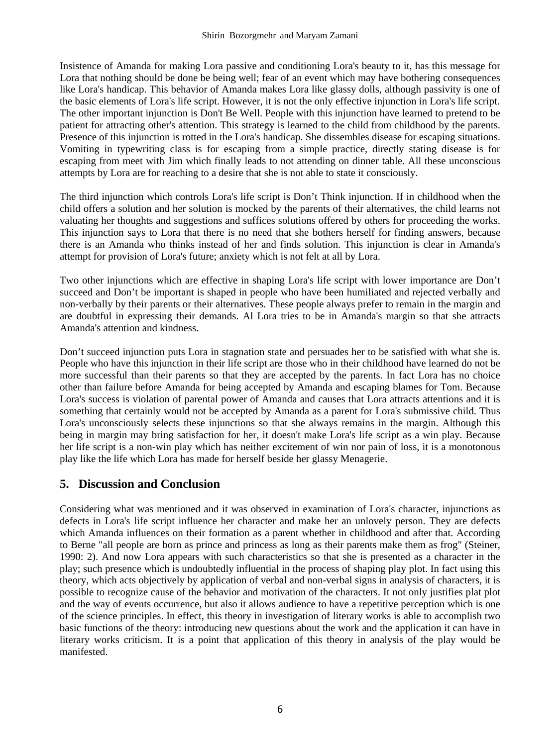Insistence of Amanda for making Lora passive and conditioning Lora's beauty to it, has this message for Lora that nothing should be done be being well; fear of an event which may have bothering consequences like Lora's handicap. This behavior of Amanda makes Lora like glassy dolls, although passivity is one of the basic elements of Lora's life script. However, it is not the only effective injunction in Lora's life script. The other important injunction is Don't Be Well. People with this injunction have learned to pretend to be patient for attracting other's attention. This strategy is learned to the child from childhood by the parents. Presence of this injunction is rotted in the Lora's handicap. She dissembles disease for escaping situations. Vomiting in typewriting class is for escaping from a simple practice, directly stating disease is for escaping from meet with Jim which finally leads to not attending on dinner table. All these unconscious attempts by Lora are for reaching to a desire that she is not able to state it consciously.

The third injunction which controls Lora's life script is Don't Think injunction. If in childhood when the child offers a solution and her solution is mocked by the parents of their alternatives, the child learns not valuating her thoughts and suggestions and suffices solutions offered by others for proceeding the works. This injunction says to Lora that there is no need that she bothers herself for finding answers, because there is an Amanda who thinks instead of her and finds solution. This injunction is clear in Amanda's attempt for provision of Lora's future; anxiety which is not felt at all by Lora.

Two other injunctions which are effective in shaping Lora's life script with lower importance are Don't succeed and Don't be important is shaped in people who have been humiliated and rejected verbally and non-verbally by their parents or their alternatives. These people always prefer to remain in the margin and are doubtful in expressing their demands. Al Lora tries to be in Amanda's margin so that she attracts Amanda's attention and kindness.

Don't succeed injunction puts Lora in stagnation state and persuades her to be satisfied with what she is. People who have this injunction in their life script are those who in their childhood have learned do not be more successful than their parents so that they are accepted by the parents. In fact Lora has no choice other than failure before Amanda for being accepted by Amanda and escaping blames for Tom. Because Lora's success is violation of parental power of Amanda and causes that Lora attracts attentions and it is something that certainly would not be accepted by Amanda as a parent for Lora's submissive child. Thus Lora's unconsciously selects these injunctions so that she always remains in the margin. Although this being in margin may bring satisfaction for her, it doesn't make Lora's life script as a win play. Because her life script is a non-win play which has neither excitement of win nor pain of loss, it is a monotonous play like the life which Lora has made for herself beside her glassy Menagerie.

## 5. Discussion and Conclusion

Considering what was mentioned and it was observed in examination of Lora's character, injunctions as defects in Lora's life script influence her character and make her an unlovely person. They are defects which Amanda influences on their formation as a parent whether in childhood and after that. According to Berne "all people are born as prince and princess as long as their parents make them as frog" (Steiner, 1990: 2). And now Lora appears with such characteristics so that she is presented as a character in the play; such presence which is undoubtedly influential in the process of shaping play plot. In fact using this theory, which acts objectively by application of verbal and non-verbal signs in analysis of characters, it is possible to recognize cause of the behavior and motivation of the characters. It not only justifies plat plot and the way of events occurrence, but also it allows audience to have a repetitive perception which is one of the science principles. In effect, this theory in investigation of literary works is able to accomplish two basic functions of the theory: introducing new questions about the work and the application it can have in literary works criticism. It is a point that application of this theory in analysis of the play would be manifested.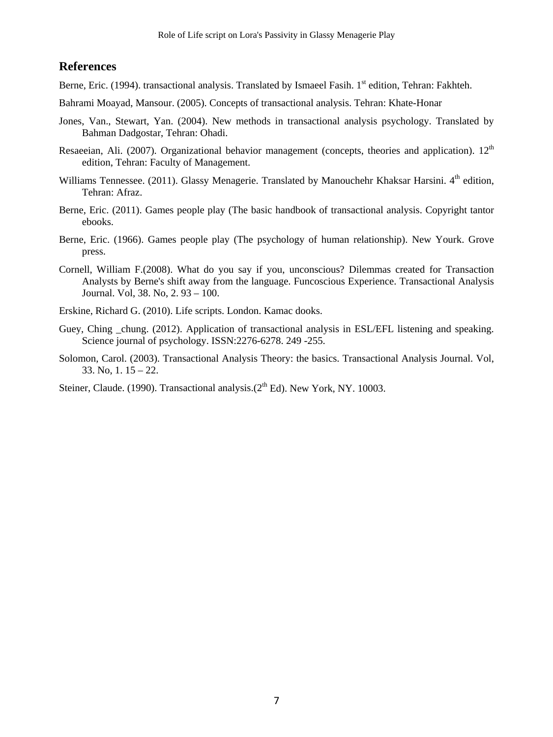## References

Berne, Eric. (1994). transactional analysis. Translated by Ismaeel Fasih. 1st edition, Tehran: Fakhteh.

Bahrami Moayad, Mansour. (2005). Concepts of transactional analysis. Tehran: Khate-Honar

Jones, Van., Stewart, Yan. (2004). New methods in transactional analysis psychology. Translated by Bahman Dadgostar, Tehran: Ohadi.

Resaeeian, Ali. (2007). Organizational behavior management (concepts, theories and application). 12th edition, Tehran: Faculty of Management.

Williams Tennessee. (2011). Glassy Menagerie. Translated by Manouchehr Khaksar Harsini. 4th edition, Tehran: Afraz.

Berne, Eric. (2011). Games people play (The basic handbook of transactional analysis. Copyright tantor ebooks.

Berne, Eric. (1966). Games people play (The psychology of human relationship). New Yourk. Grove press.

Cornell, William F.(2008). What do you say if you, unconscious? Dilemmas created for Transaction Analysts by Berne's shift away from the language. Funcoscious Experience. Transactional Analysis Journal. Vol, 38. No, 2. 93 – 100.

Erskine, Richard G. (2010). Life scripts. London. Kamac dooks.

Guey, Ching _chung. (2012). Application of transactional analysis in ESL/EFL listening and speaking. Science journal of psychology. ISSN:2276-6278. 249 -255.

Solomon, Carol. (2003). Transactional Analysis Theory: the basics. Transactional Analysis Journal. Vol, 33. No, 1. 15 – 22.

Steiner, Claude. (1990). Transactional analysis.(2th Ed). New York, NY. 10003.